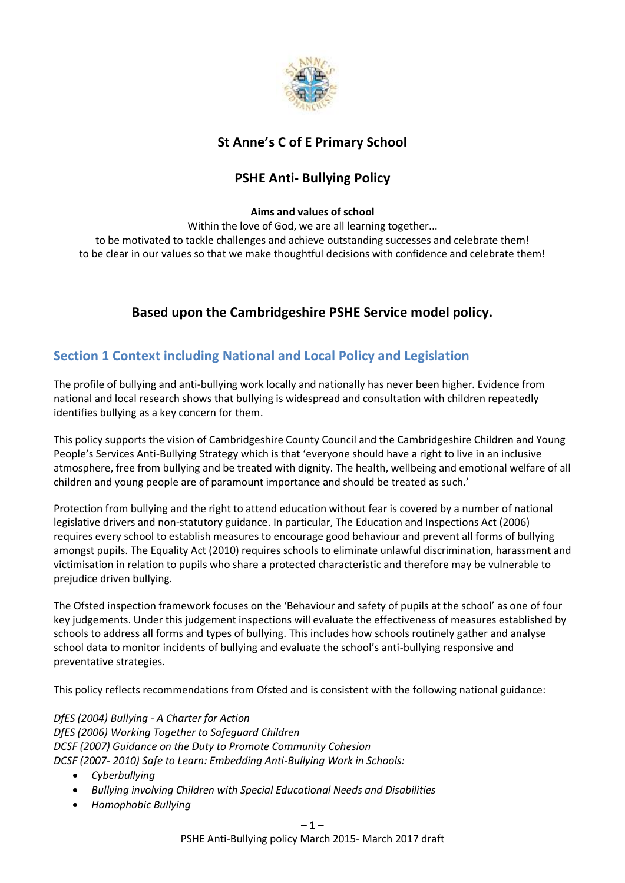# St Anne's C of E Primary School

# PSHE Anti- Bullying Policy

**Aims and values of school**

Within the love of God, we are all learning together...
to be motivated to tackle challenges and achieve outstanding successes and celebrate them!
to be clear in our values so that we make thoughtful decisions with confidence and celebrate them!

## Based upon the Cambridgeshire PSHE Service model policy.

## Section 1 Context including National and Local Policy and Legislation

The profile of bullying and anti-bullying work locally and nationally has never been higher. Evidence from national and local research shows that bullying is widespread and consultation with children repeatedly identifies bullying as a key concern for them.

This policy supports the vision of Cambridgeshire County Council and the Cambridgeshire Children and Young People's Services Anti-Bullying Strategy which is that 'everyone should have a right to live in an inclusive atmosphere, free from bullying and be treated with dignity. The health, wellbeing and emotional welfare of all children and young people are of paramount importance and should be treated as such.'

Protection from bullying and the right to attend education without fear is covered by a number of national legislative drivers and non-statutory guidance. In particular, The Education and Inspections Act (2006) requires every school to establish measures to encourage good behaviour and prevent all forms of bullying amongst pupils. The Equality Act (2010) requires schools to eliminate unlawful discrimination, harassment and victimisation in relation to pupils who share a protected characteristic and therefore may be vulnerable to prejudice driven bullying.

The Ofsted inspection framework focuses on the 'Behaviour and safety of pupils at the school' as one of four key judgements. Under this judgement inspections will evaluate the effectiveness of measures established by schools to address all forms and types of bullying. This includes how schools routinely gather and analyse school data to monitor incidents of bullying and evaluate the school's anti-bullying responsive and preventative strategies.

This policy reflects recommendations from Ofsted and is consistent with the following national guidance:

*DfES (2004) Bullying - A Charter for Action*
*DfES (2006) Working Together to Safeguard Children*
*DCSF (2007) Guidance on the Duty to Promote Community Cohesion*
*DCSF (2007- 2010) Safe to Learn: Embedding Anti-Bullying Work in Schools:*

- *Cyberbullying*
- *Bullying involving Children with Special Educational Needs and Disabilities*
- *Homophobic Bullying*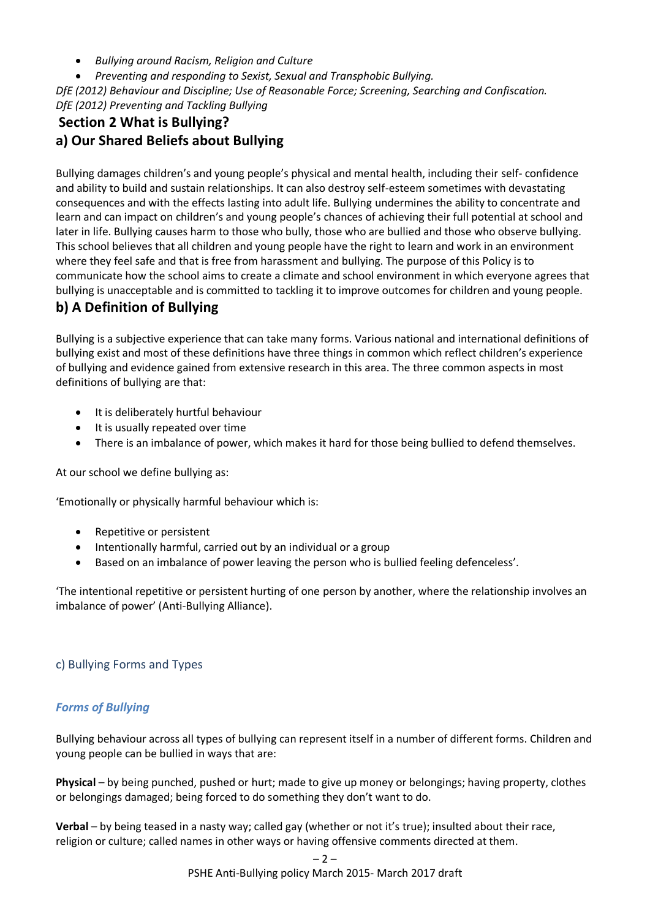- *Bullying around Racism, Religion and Culture*
- *Preventing and responding to Sexist, Sexual and Transphobic Bullying.*

*DfE (2012) Behaviour and Discipline; Use of Reasonable Force; Screening, Searching and Confiscation.*
*DfE (2012) Preventing and Tackling Bullying*

## Section 2 What is Bullying?

## a) Our Shared Beliefs about Bullying

Bullying damages children's and young people's physical and mental health, including their self- confidence and ability to build and sustain relationships. It can also destroy self-esteem sometimes with devastating consequences and with the effects lasting into adult life. Bullying undermines the ability to concentrate and learn and can impact on children's and young people's chances of achieving their full potential at school and later in life. Bullying causes harm to those who bully, those who are bullied and those who observe bullying. This school believes that all children and young people have the right to learn and work in an environment where they feel safe and that is free from harassment and bullying. The purpose of this Policy is to communicate how the school aims to create a climate and school environment in which everyone agrees that bullying is unacceptable and is committed to tackling it to improve outcomes for children and young people.

## b) A Definition of Bullying

Bullying is a subjective experience that can take many forms. Various national and international definitions of bullying exist and most of these definitions have three things in common which reflect children's experience of bullying and evidence gained from extensive research in this area. The three common aspects in most definitions of bullying are that:

- It is deliberately hurtful behaviour
- It is usually repeated over time
- There is an imbalance of power, which makes it hard for those being bullied to defend themselves.

At our school we define bullying as:

'Emotionally or physically harmful behaviour which is:

- Repetitive or persistent
- Intentionally harmful, carried out by an individual or a group
- Based on an imbalance of power leaving the person who is bullied feeling defenceless'.

'The intentional repetitive or persistent hurting of one person by another, where the relationship involves an imbalance of power' (Anti-Bullying Alliance).

### c) Bullying Forms and Types

#### *Forms of Bullying*

Bullying behaviour across all types of bullying can represent itself in a number of different forms. Children and young people can be bullied in ways that are:

**Physical** – by being punched, pushed or hurt; made to give up money or belongings; having property, clothes or belongings damaged; being forced to do something they don't want to do.

**Verbal** – by being teased in a nasty way; called gay (whether or not it's true); insulted about their race, religion or culture; called names in other ways or having offensive comments directed at them.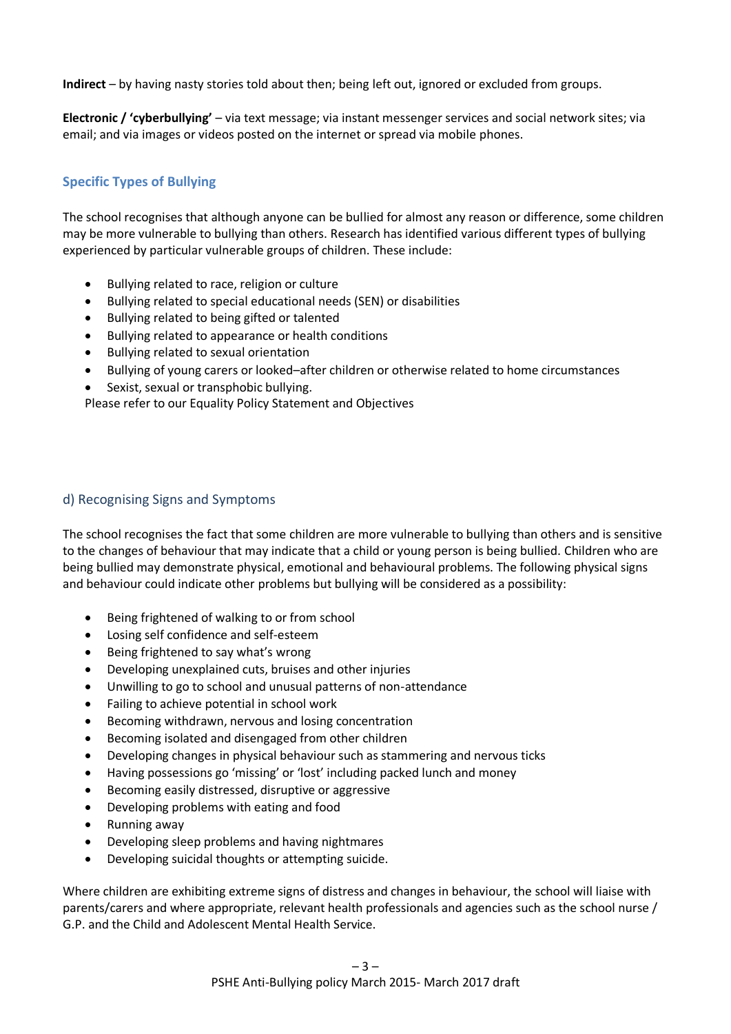**Indirect** – by having nasty stories told about then; being left out, ignored or excluded from groups.

**Electronic / 'cyberbullying'** – via text message; via instant messenger services and social network sites; via email; and via images or videos posted on the internet or spread via mobile phones.

### Specific Types of Bullying

The school recognises that although anyone can be bullied for almost any reason or difference, some children may be more vulnerable to bullying than others. Research has identified various different types of bullying experienced by particular vulnerable groups of children. These include:

- Bullying related to race, religion or culture
- Bullying related to special educational needs (SEN) or disabilities
- Bullying related to being gifted or talented
- Bullying related to appearance or health conditions
- Bullying related to sexual orientation
- Bullying of young carers or looked–after children or otherwise related to home circumstances
- Sexist, sexual or transphobic bullying.

Please refer to our Equality Policy Statement and Objectives

## d) Recognising Signs and Symptoms

The school recognises the fact that some children are more vulnerable to bullying than others and is sensitive to the changes of behaviour that may indicate that a child or young person is being bullied. Children who are being bullied may demonstrate physical, emotional and behavioural problems. The following physical signs and behaviour could indicate other problems but bullying will be considered as a possibility:

- Being frightened of walking to or from school
- Losing self confidence and self-esteem
- Being frightened to say what's wrong
- Developing unexplained cuts, bruises and other injuries
- Unwilling to go to school and unusual patterns of non-attendance
- Failing to achieve potential in school work
- Becoming withdrawn, nervous and losing concentration
- Becoming isolated and disengaged from other children
- Developing changes in physical behaviour such as stammering and nervous ticks
- Having possessions go 'missing' or 'lost' including packed lunch and money
- Becoming easily distressed, disruptive or aggressive
- Developing problems with eating and food
- Running away
- Developing sleep problems and having nightmares
- Developing suicidal thoughts or attempting suicide.

Where children are exhibiting extreme signs of distress and changes in behaviour, the school will liaise with parents/carers and where appropriate, relevant health professionals and agencies such as the school nurse / G.P. and the Child and Adolescent Mental Health Service.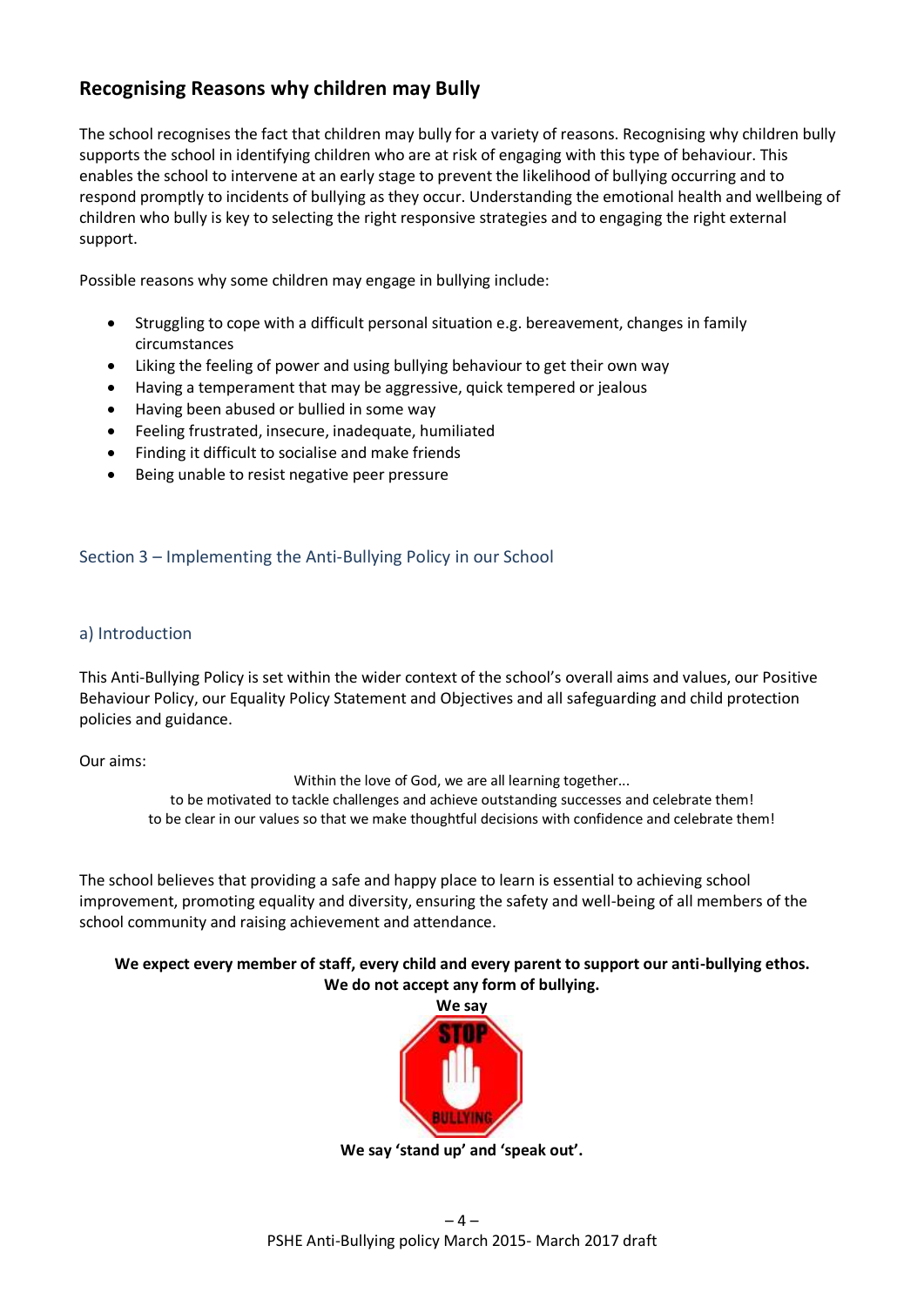## Recognising Reasons why children may Bully

The school recognises the fact that children may bully for a variety of reasons. Recognising why children bully supports the school in identifying children who are at risk of engaging with this type of behaviour. This enables the school to intervene at an early stage to prevent the likelihood of bullying occurring and to respond promptly to incidents of bullying as they occur. Understanding the emotional health and wellbeing of children who bully is key to selecting the right responsive strategies and to engaging the right external support.

Possible reasons why some children may engage in bullying include:

- Struggling to cope with a difficult personal situation e.g. bereavement, changes in family circumstances
- Liking the feeling of power and using bullying behaviour to get their own way
- Having a temperament that may be aggressive, quick tempered or jealous
- Having been abused or bullied in some way
- Feeling frustrated, insecure, inadequate, humiliated
- Finding it difficult to socialise and make friends
- Being unable to resist negative peer pressure

## Section 3 – Implementing the Anti-Bullying Policy in our School

### a) Introduction

This Anti-Bullying Policy is set within the wider context of the school's overall aims and values, our Positive Behaviour Policy, our Equality Policy Statement and Objectives and all safeguarding and child protection policies and guidance.

Our aims:

Within the love of God, we are all learning together...
to be motivated to tackle challenges and achieve outstanding successes and celebrate them!
to be clear in our values so that we make thoughtful decisions with confidence and celebrate them!

The school believes that providing a safe and happy place to learn is essential to achieving school improvement, promoting equality and diversity, ensuring the safety and well-being of all members of the school community and raising achievement and attendance.

**We expect every member of staff, every child and every parent to support our anti-bullying ethos. We do not accept any form of bullying.**

**We say**

STOP BULLYING

**We say 'stand up' and 'speak out'.**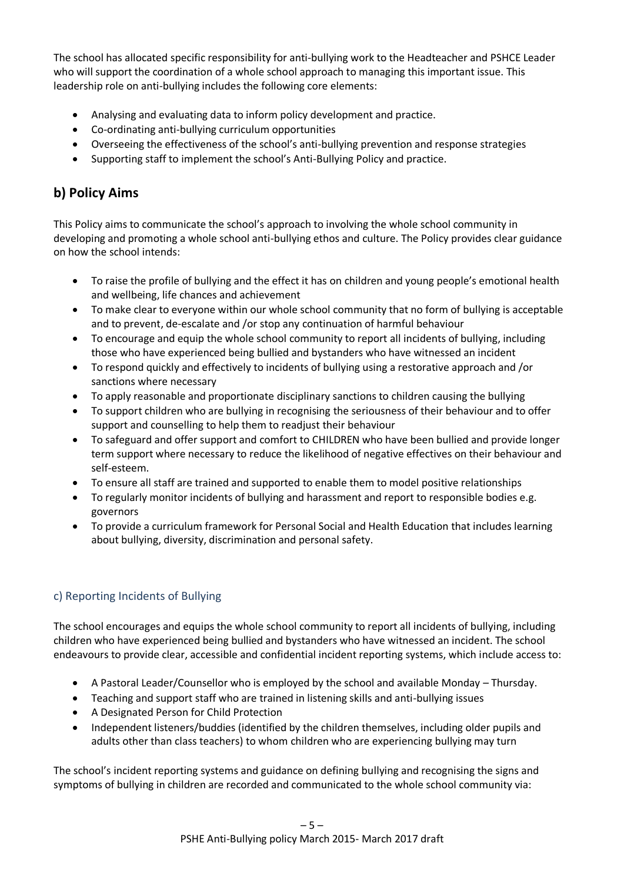The school has allocated specific responsibility for anti-bullying work to the Headteacher and PSHCE Leader who will support the coordination of a whole school approach to managing this important issue. This leadership role on anti-bullying includes the following core elements:

- Analysing and evaluating data to inform policy development and practice.
- Co-ordinating anti-bullying curriculum opportunities
- Overseeing the effectiveness of the school's anti-bullying prevention and response strategies
- Supporting staff to implement the school's Anti-Bullying Policy and practice.

## b) Policy Aims

This Policy aims to communicate the school's approach to involving the whole school community in developing and promoting a whole school anti-bullying ethos and culture. The Policy provides clear guidance on how the school intends:

- To raise the profile of bullying and the effect it has on children and young people's emotional health and wellbeing, life chances and achievement
- To make clear to everyone within our whole school community that no form of bullying is acceptable and to prevent, de-escalate and /or stop any continuation of harmful behaviour
- To encourage and equip the whole school community to report all incidents of bullying, including those who have experienced being bullied and bystanders who have witnessed an incident
- To respond quickly and effectively to incidents of bullying using a restorative approach and /or sanctions where necessary
- To apply reasonable and proportionate disciplinary sanctions to children causing the bullying
- To support children who are bullying in recognising the seriousness of their behaviour and to offer support and counselling to help them to readjust their behaviour
- To safeguard and offer support and comfort to CHILDREN who have been bullied and provide longer term support where necessary to reduce the likelihood of negative effectives on their behaviour and self-esteem.
- To ensure all staff are trained and supported to enable them to model positive relationships
- To regularly monitor incidents of bullying and harassment and report to responsible bodies e.g. governors
- To provide a curriculum framework for Personal Social and Health Education that includes learning about bullying, diversity, discrimination and personal safety.

### c) Reporting Incidents of Bullying

The school encourages and equips the whole school community to report all incidents of bullying, including children who have experienced being bullied and bystanders who have witnessed an incident. The school endeavours to provide clear, accessible and confidential incident reporting systems, which include access to:

- A Pastoral Leader/Counsellor who is employed by the school and available Monday – Thursday.
- Teaching and support staff who are trained in listening skills and anti-bullying issues
- A Designated Person for Child Protection
- Independent listeners/buddies (identified by the children themselves, including older pupils and adults other than class teachers) to whom children who are experiencing bullying may turn

The school's incident reporting systems and guidance on defining bullying and recognising the signs and symptoms of bullying in children are recorded and communicated to the whole school community via: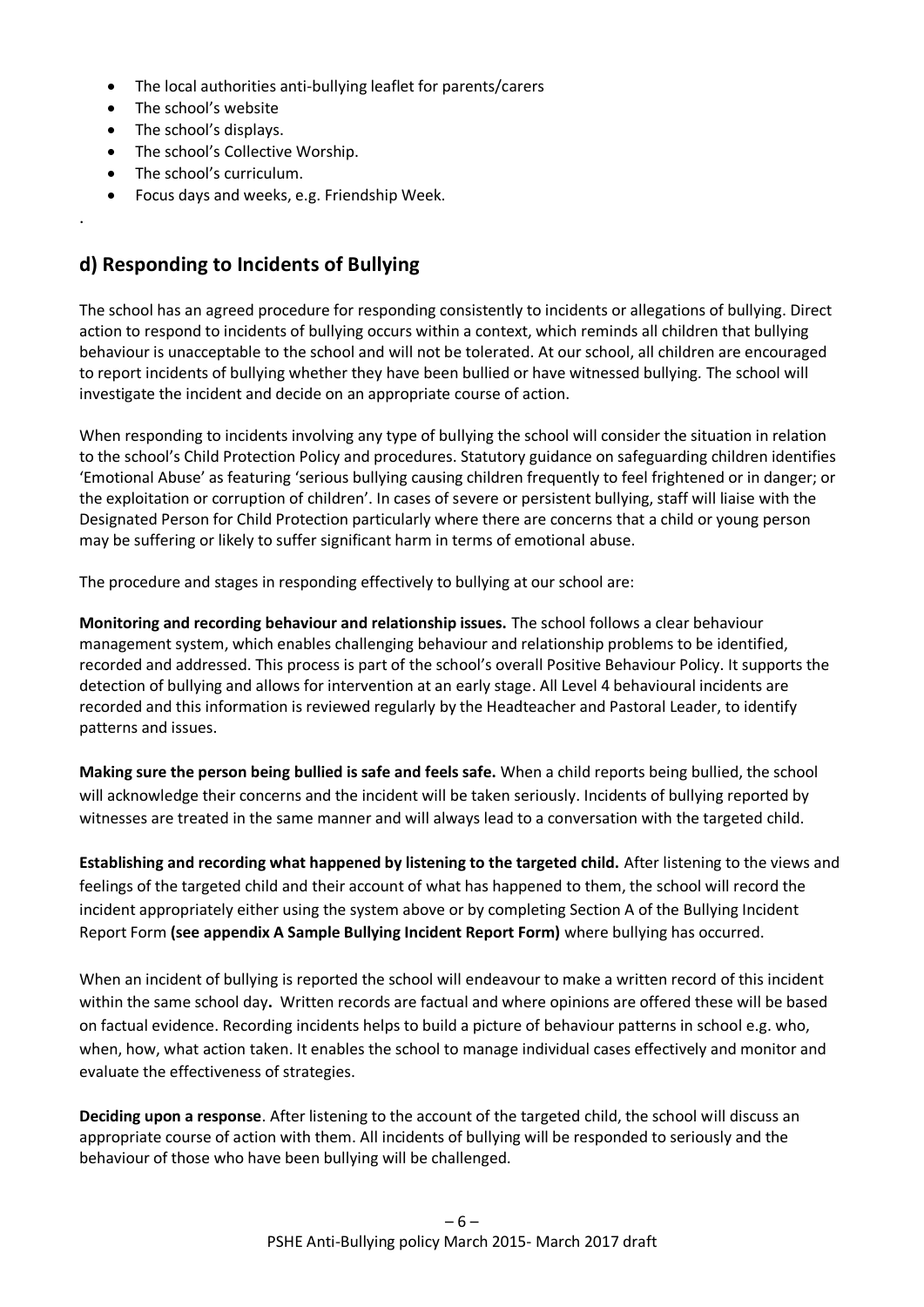- The local authorities anti-bullying leaflet for parents/carers
- The school's website
- The school's displays.
- The school's Collective Worship.
- The school's curriculum.
- Focus days and weeks, e.g. Friendship Week.

.

## d) Responding to Incidents of Bullying

The school has an agreed procedure for responding consistently to incidents or allegations of bullying. Direct action to respond to incidents of bullying occurs within a context, which reminds all children that bullying behaviour is unacceptable to the school and will not be tolerated. At our school, all children are encouraged to report incidents of bullying whether they have been bullied or have witnessed bullying. The school will investigate the incident and decide on an appropriate course of action.

When responding to incidents involving any type of bullying the school will consider the situation in relation to the school's Child Protection Policy and procedures. Statutory guidance on safeguarding children identifies 'Emotional Abuse' as featuring 'serious bullying causing children frequently to feel frightened or in danger; or the exploitation or corruption of children'. In cases of severe or persistent bullying, staff will liaise with the Designated Person for Child Protection particularly where there are concerns that a child or young person may be suffering or likely to suffer significant harm in terms of emotional abuse.

The procedure and stages in responding effectively to bullying at our school are:

**Monitoring and recording behaviour and relationship issues.** The school follows a clear behaviour management system, which enables challenging behaviour and relationship problems to be identified, recorded and addressed. This process is part of the school's overall Positive Behaviour Policy. It supports the detection of bullying and allows for intervention at an early stage. All Level 4 behavioural incidents are recorded and this information is reviewed regularly by the Headteacher and Pastoral Leader, to identify patterns and issues.

**Making sure the person being bullied is safe and feels safe.** When a child reports being bullied, the school will acknowledge their concerns and the incident will be taken seriously. Incidents of bullying reported by witnesses are treated in the same manner and will always lead to a conversation with the targeted child.

**Establishing and recording what happened by listening to the targeted child.** After listening to the views and feelings of the targeted child and their account of what has happened to them, the school will record the incident appropriately either using the system above or by completing Section A of the Bullying Incident Report Form **(see appendix A Sample Bullying Incident Report Form)** where bullying has occurred.

When an incident of bullying is reported the school will endeavour to make a written record of this incident within the same school day**.** Written records are factual and where opinions are offered these will be based on factual evidence. Recording incidents helps to build a picture of behaviour patterns in school e.g. who, when, how, what action taken. It enables the school to manage individual cases effectively and monitor and evaluate the effectiveness of strategies.

**Deciding upon a response**. After listening to the account of the targeted child, the school will discuss an appropriate course of action with them. All incidents of bullying will be responded to seriously and the behaviour of those who have been bullying will be challenged.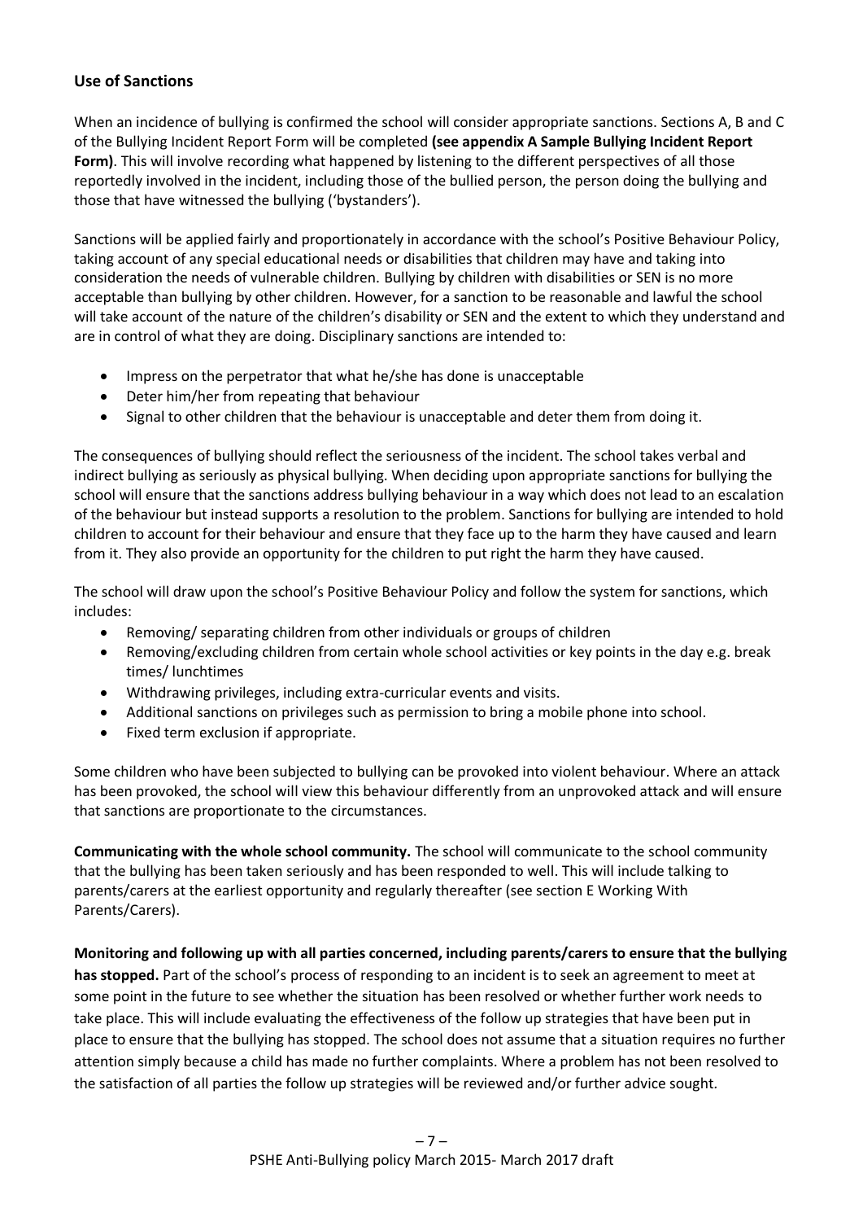## Use of Sanctions

When an incidence of bullying is confirmed the school will consider appropriate sanctions. Sections A, B and C of the Bullying Incident Report Form will be completed **(see appendix A Sample Bullying Incident Report Form)**. This will involve recording what happened by listening to the different perspectives of all those reportedly involved in the incident, including those of the bullied person, the person doing the bullying and those that have witnessed the bullying ('bystanders').

Sanctions will be applied fairly and proportionately in accordance with the school's Positive Behaviour Policy, taking account of any special educational needs or disabilities that children may have and taking into consideration the needs of vulnerable children. Bullying by children with disabilities or SEN is no more acceptable than bullying by other children. However, for a sanction to be reasonable and lawful the school will take account of the nature of the children's disability or SEN and the extent to which they understand and are in control of what they are doing. Disciplinary sanctions are intended to:

- Impress on the perpetrator that what he/she has done is unacceptable
- Deter him/her from repeating that behaviour
- Signal to other children that the behaviour is unacceptable and deter them from doing it.

The consequences of bullying should reflect the seriousness of the incident. The school takes verbal and indirect bullying as seriously as physical bullying. When deciding upon appropriate sanctions for bullying the school will ensure that the sanctions address bullying behaviour in a way which does not lead to an escalation of the behaviour but instead supports a resolution to the problem. Sanctions for bullying are intended to hold children to account for their behaviour and ensure that they face up to the harm they have caused and learn from it. They also provide an opportunity for the children to put right the harm they have caused.

The school will draw upon the school's Positive Behaviour Policy and follow the system for sanctions, which includes:

- Removing/ separating children from other individuals or groups of children
- Removing/excluding children from certain whole school activities or key points in the day e.g. break times/ lunchtimes
- Withdrawing privileges, including extra-curricular events and visits.
- Additional sanctions on privileges such as permission to bring a mobile phone into school.
- Fixed term exclusion if appropriate.

Some children who have been subjected to bullying can be provoked into violent behaviour. Where an attack has been provoked, the school will view this behaviour differently from an unprovoked attack and will ensure that sanctions are proportionate to the circumstances.

**Communicating with the whole school community.** The school will communicate to the school community that the bullying has been taken seriously and has been responded to well. This will include talking to parents/carers at the earliest opportunity and regularly thereafter (see section E Working With Parents/Carers).

**Monitoring and following up with all parties concerned, including parents/carers to ensure that the bullying has stopped.** Part of the school's process of responding to an incident is to seek an agreement to meet at some point in the future to see whether the situation has been resolved or whether further work needs to take place. This will include evaluating the effectiveness of the follow up strategies that have been put in place to ensure that the bullying has stopped. The school does not assume that a situation requires no further attention simply because a child has made no further complaints. Where a problem has not been resolved to the satisfaction of all parties the follow up strategies will be reviewed and/or further advice sought.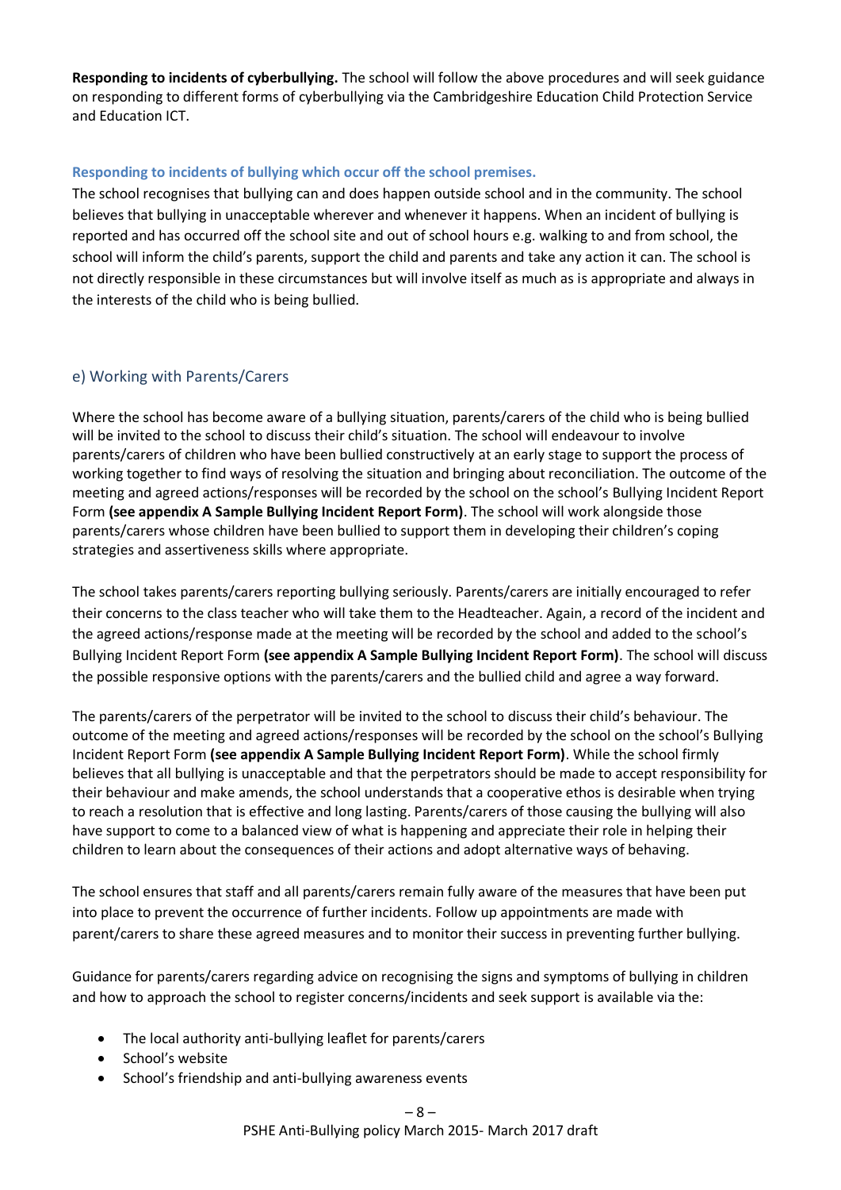**Responding to incidents of cyberbullying.** The school will follow the above procedures and will seek guidance on responding to different forms of cyberbullying via the Cambridgeshire Education Child Protection Service and Education ICT.

#### Responding to incidents of bullying which occur off the school premises.

The school recognises that bullying can and does happen outside school and in the community. The school believes that bullying in unacceptable wherever and whenever it happens. When an incident of bullying is reported and has occurred off the school site and out of school hours e.g. walking to and from school, the school will inform the child's parents, support the child and parents and take any action it can. The school is not directly responsible in these circumstances but will involve itself as much as is appropriate and always in the interests of the child who is being bullied.

### e) Working with Parents/Carers

Where the school has become aware of a bullying situation, parents/carers of the child who is being bullied will be invited to the school to discuss their child's situation. The school will endeavour to involve parents/carers of children who have been bullied constructively at an early stage to support the process of working together to find ways of resolving the situation and bringing about reconciliation. The outcome of the meeting and agreed actions/responses will be recorded by the school on the school's Bullying Incident Report Form **(see appendix A Sample Bullying Incident Report Form)**. The school will work alongside those parents/carers whose children have been bullied to support them in developing their children's coping strategies and assertiveness skills where appropriate.

The school takes parents/carers reporting bullying seriously. Parents/carers are initially encouraged to refer their concerns to the class teacher who will take them to the Headteacher. Again, a record of the incident and the agreed actions/response made at the meeting will be recorded by the school and added to the school's Bullying Incident Report Form **(see appendix A Sample Bullying Incident Report Form)**. The school will discuss the possible responsive options with the parents/carers and the bullied child and agree a way forward.

The parents/carers of the perpetrator will be invited to the school to discuss their child's behaviour. The outcome of the meeting and agreed actions/responses will be recorded by the school on the school's Bullying Incident Report Form **(see appendix A Sample Bullying Incident Report Form)**. While the school firmly believes that all bullying is unacceptable and that the perpetrators should be made to accept responsibility for their behaviour and make amends, the school understands that a cooperative ethos is desirable when trying to reach a resolution that is effective and long lasting. Parents/carers of those causing the bullying will also have support to come to a balanced view of what is happening and appreciate their role in helping their children to learn about the consequences of their actions and adopt alternative ways of behaving.

The school ensures that staff and all parents/carers remain fully aware of the measures that have been put into place to prevent the occurrence of further incidents. Follow up appointments are made with parent/carers to share these agreed measures and to monitor their success in preventing further bullying.

Guidance for parents/carers regarding advice on recognising the signs and symptoms of bullying in children and how to approach the school to register concerns/incidents and seek support is available via the:

- The local authority anti-bullying leaflet for parents/carers
- School's website
- School's friendship and anti-bullying awareness events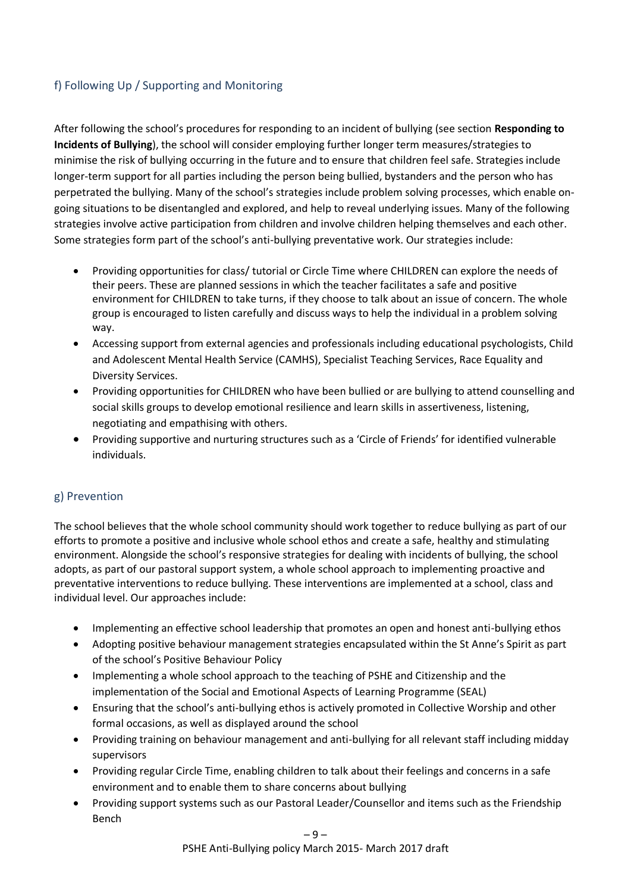## f) Following Up / Supporting and Monitoring

After following the school's procedures for responding to an incident of bullying (see section **Responding to Incidents of Bullying**), the school will consider employing further longer term measures/strategies to minimise the risk of bullying occurring in the future and to ensure that children feel safe. Strategies include longer-term support for all parties including the person being bullied, bystanders and the person who has perpetrated the bullying. Many of the school's strategies include problem solving processes, which enable on-going situations to be disentangled and explored, and help to reveal underlying issues. Many of the following strategies involve active participation from children and involve children helping themselves and each other. Some strategies form part of the school's anti-bullying preventative work. Our strategies include:

- Providing opportunities for class/ tutorial or Circle Time where CHILDREN can explore the needs of their peers. These are planned sessions in which the teacher facilitates a safe and positive environment for CHILDREN to take turns, if they choose to talk about an issue of concern. The whole group is encouraged to listen carefully and discuss ways to help the individual in a problem solving way.
- Accessing support from external agencies and professionals including educational psychologists, Child and Adolescent Mental Health Service (CAMHS), Specialist Teaching Services, Race Equality and Diversity Services.
- Providing opportunities for CHILDREN who have been bullied or are bullying to attend counselling and social skills groups to develop emotional resilience and learn skills in assertiveness, listening, negotiating and empathising with others.
- Providing supportive and nurturing structures such as a 'Circle of Friends' for identified vulnerable individuals.

## g) Prevention

The school believes that the whole school community should work together to reduce bullying as part of our efforts to promote a positive and inclusive whole school ethos and create a safe, healthy and stimulating environment. Alongside the school's responsive strategies for dealing with incidents of bullying, the school adopts, as part of our pastoral support system, a whole school approach to implementing proactive and preventative interventions to reduce bullying. These interventions are implemented at a school, class and individual level. Our approaches include:

- Implementing an effective school leadership that promotes an open and honest anti-bullying ethos
- Adopting positive behaviour management strategies encapsulated within the St Anne's Spirit as part of the school's Positive Behaviour Policy
- Implementing a whole school approach to the teaching of PSHE and Citizenship and the implementation of the Social and Emotional Aspects of Learning Programme (SEAL)
- Ensuring that the school's anti-bullying ethos is actively promoted in Collective Worship and other formal occasions, as well as displayed around the school
- Providing training on behaviour management and anti-bullying for all relevant staff including midday supervisors
- Providing regular Circle Time, enabling children to talk about their feelings and concerns in a safe environment and to enable them to share concerns about bullying
- Providing support systems such as our Pastoral Leader/Counsellor and items such as the Friendship Bench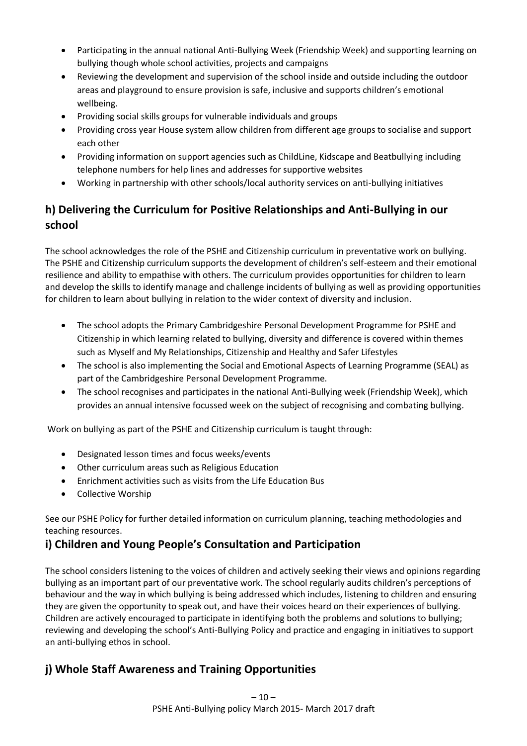- Participating in the annual national Anti-Bullying Week (Friendship Week) and supporting learning on bullying though whole school activities, projects and campaigns
- Reviewing the development and supervision of the school inside and outside including the outdoor areas and playground to ensure provision is safe, inclusive and supports children's emotional wellbeing.
- Providing social skills groups for vulnerable individuals and groups
- Providing cross year House system allow children from different age groups to socialise and support each other
- Providing information on support agencies such as ChildLine, Kidscape and Beatbullying including telephone numbers for help lines and addresses for supportive websites
- Working in partnership with other schools/local authority services on anti-bullying initiatives

## h) Delivering the Curriculum for Positive Relationships and Anti-Bullying in our school

The school acknowledges the role of the PSHE and Citizenship curriculum in preventative work on bullying. The PSHE and Citizenship curriculum supports the development of children's self-esteem and their emotional resilience and ability to empathise with others. The curriculum provides opportunities for children to learn and develop the skills to identify manage and challenge incidents of bullying as well as providing opportunities for children to learn about bullying in relation to the wider context of diversity and inclusion.

- The school adopts the Primary Cambridgeshire Personal Development Programme for PSHE and Citizenship in which learning related to bullying, diversity and difference is covered within themes such as Myself and My Relationships, Citizenship and Healthy and Safer Lifestyles
- The school is also implementing the Social and Emotional Aspects of Learning Programme (SEAL) as part of the Cambridgeshire Personal Development Programme.
- The school recognises and participates in the national Anti-Bullying week (Friendship Week), which provides an annual intensive focussed week on the subject of recognising and combating bullying.

Work on bullying as part of the PSHE and Citizenship curriculum is taught through:

- Designated lesson times and focus weeks/events
- Other curriculum areas such as Religious Education
- Enrichment activities such as visits from the Life Education Bus
- Collective Worship

See our PSHE Policy for further detailed information on curriculum planning, teaching methodologies and teaching resources.

## i) Children and Young People's Consultation and Participation

The school considers listening to the voices of children and actively seeking their views and opinions regarding bullying as an important part of our preventative work. The school regularly audits children's perceptions of behaviour and the way in which bullying is being addressed which includes, listening to children and ensuring they are given the opportunity to speak out, and have their voices heard on their experiences of bullying. Children are actively encouraged to participate in identifying both the problems and solutions to bullying; reviewing and developing the school's Anti-Bullying Policy and practice and engaging in initiatives to support an anti-bullying ethos in school.

## j) Whole Staff Awareness and Training Opportunities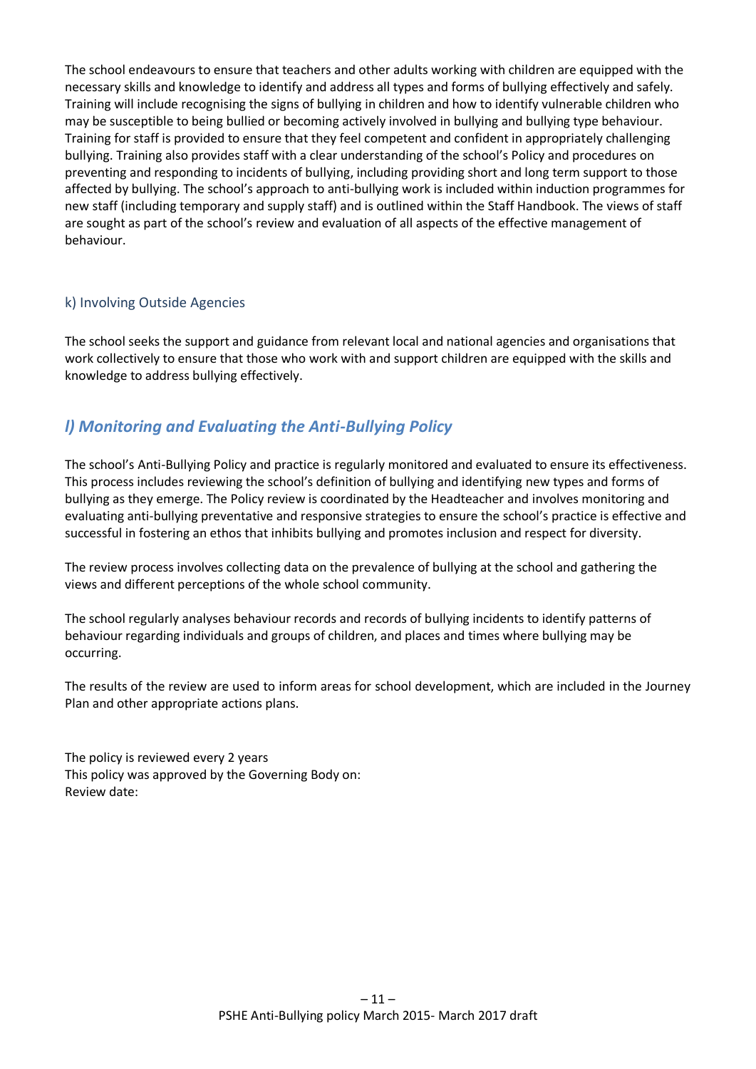The school endeavours to ensure that teachers and other adults working with children are equipped with the necessary skills and knowledge to identify and address all types and forms of bullying effectively and safely. Training will include recognising the signs of bullying in children and how to identify vulnerable children who may be susceptible to being bullied or becoming actively involved in bullying and bullying type behaviour. Training for staff is provided to ensure that they feel competent and confident in appropriately challenging bullying. Training also provides staff with a clear understanding of the school's Policy and procedures on preventing and responding to incidents of bullying, including providing short and long term support to those affected by bullying. The school's approach to anti-bullying work is included within induction programmes for new staff (including temporary and supply staff) and is outlined within the Staff Handbook. The views of staff are sought as part of the school's review and evaluation of all aspects of the effective management of behaviour.

### k) Involving Outside Agencies

The school seeks the support and guidance from relevant local and national agencies and organisations that work collectively to ensure that those who work with and support children are equipped with the skills and knowledge to address bullying effectively.

## *l) Monitoring and Evaluating the Anti-Bullying Policy*

The school's Anti-Bullying Policy and practice is regularly monitored and evaluated to ensure its effectiveness. This process includes reviewing the school's definition of bullying and identifying new types and forms of bullying as they emerge. The Policy review is coordinated by the Headteacher and involves monitoring and evaluating anti-bullying preventative and responsive strategies to ensure the school's practice is effective and successful in fostering an ethos that inhibits bullying and promotes inclusion and respect for diversity.

The review process involves collecting data on the prevalence of bullying at the school and gathering the views and different perceptions of the whole school community.

The school regularly analyses behaviour records and records of bullying incidents to identify patterns of behaviour regarding individuals and groups of children, and places and times where bullying may be occurring.

The results of the review are used to inform areas for school development, which are included in the Journey Plan and other appropriate actions plans.

The policy is reviewed every 2 years
This policy was approved by the Governing Body on:
Review date: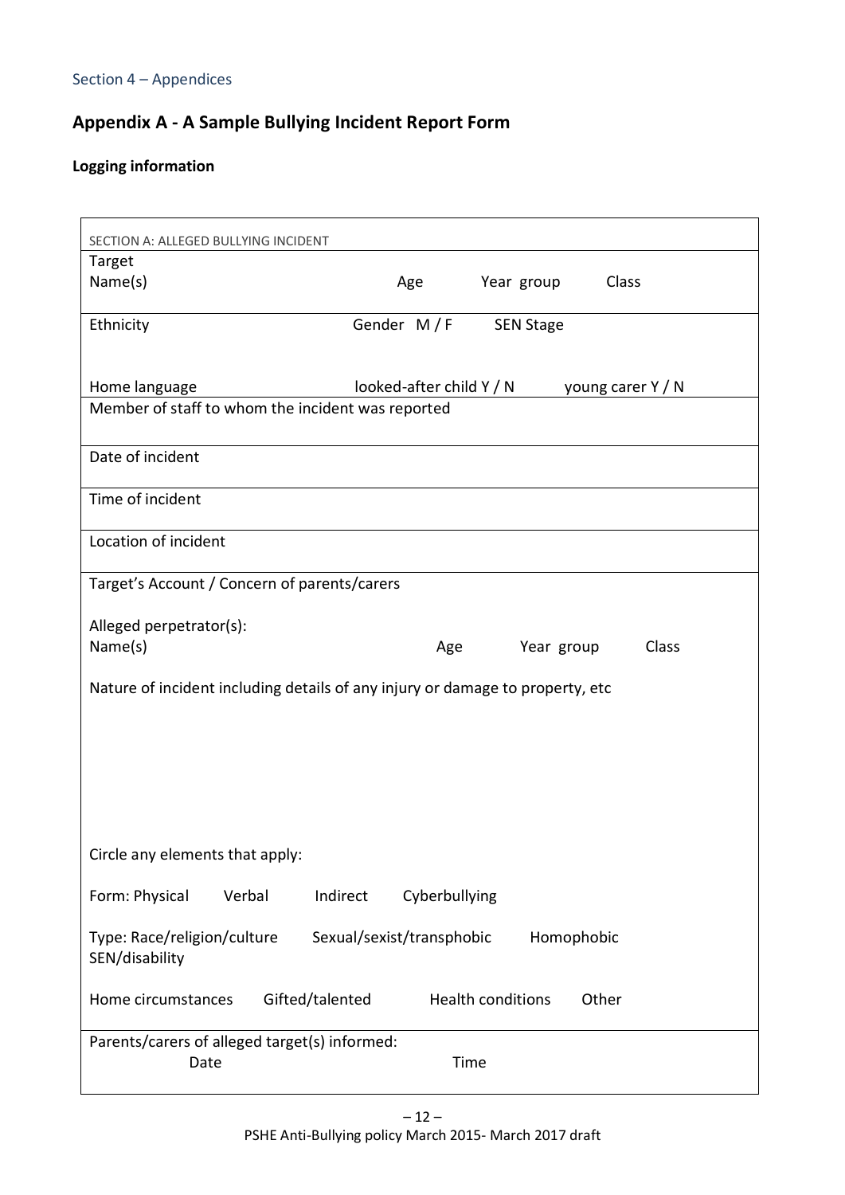Section 4 – Appendices

## Appendix A - A Sample Bullying Incident Report Form

**Logging information**

| SECTION A: ALLEGED BULLYING INCIDENT |
|---|
| Target<br>Name(s) Age Year group Class |
| Ethnicity Gender M / F SEN Stage<br><br>Home language looked-after child Y / N young carer Y / N |
| Member of staff to whom the incident was reported |
| Date of incident |
| Time of incident |
| Location of incident |
| Target's Account / Concern of parents/carers<br><br>Alleged perpetrator(s):<br>Name(s) Age Year group Class<br><br>Nature of incident including details of any injury or damage to property, etc<br><br>Circle any elements that apply:<br><br>Form: Physical Verbal Indirect Cyberbullying<br><br>Type: Race/religion/culture Sexual/sexist/transphobic Homophobic SEN/disability<br><br>Home circumstances Gifted/talented Health conditions Other |
| Parents/carers of alleged target(s) informed:<br>Date Time |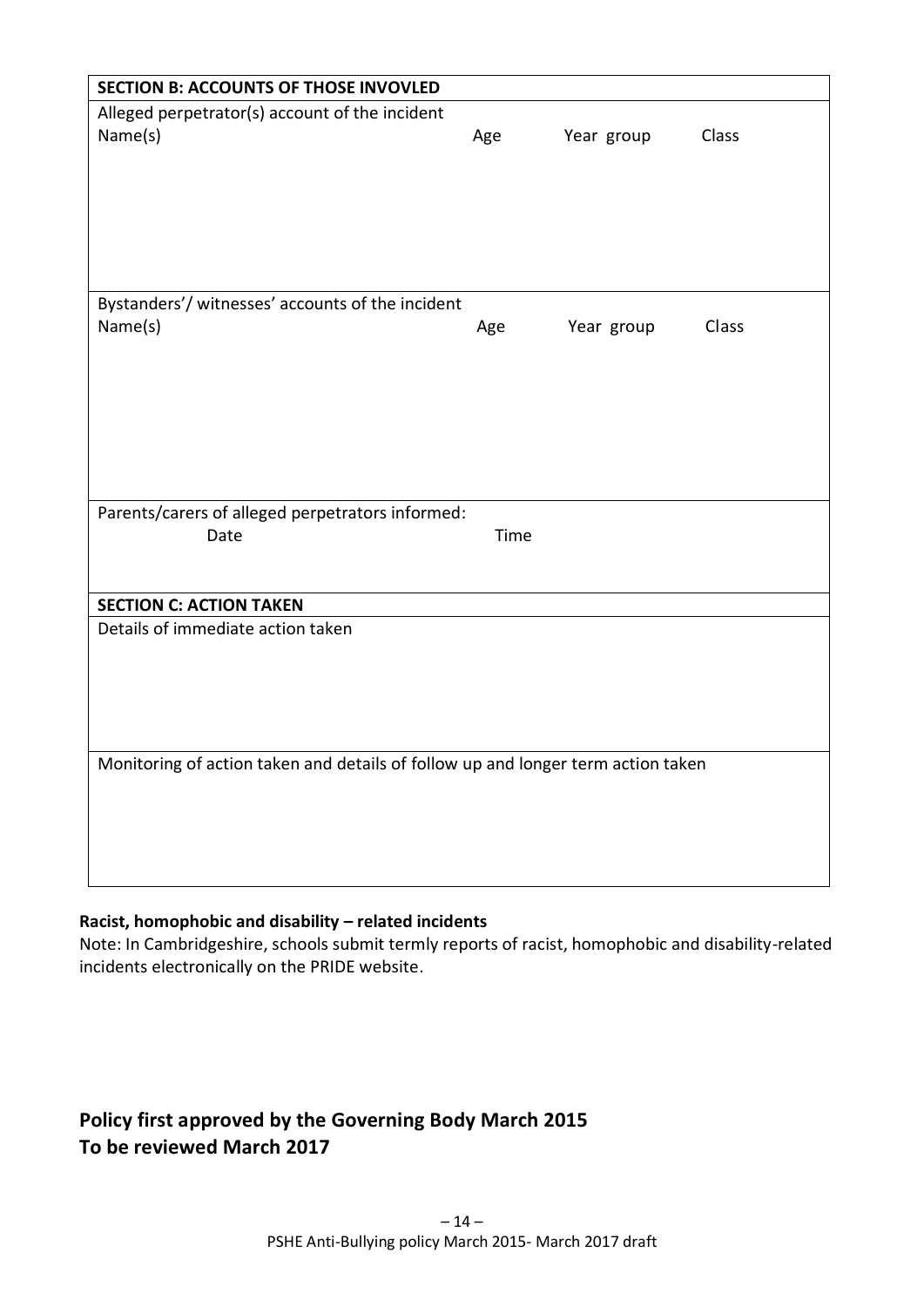| **SECTION B: ACCOUNTS OF THOSE INVOVLED** | | | |
|---|---|---|---|
| Alleged perpetrator(s) account of the incident<br>Name(s) | Age | Year group | Class |
| Bystanders'/ witnesses' accounts of the incident<br>Name(s) | Age | Year group | Class |
| Parents/carers of alleged perpetrators informed:<br>Date | Time | | |
| **SECTION C: ACTION TAKEN** | | | |
| Details of immediate action taken | | | |
| Monitoring of action taken and details of follow up and longer term action taken | | | |

**Racist, homophobic and disability – related incidents**

Note: In Cambridgeshire, schools submit termly reports of racist, homophobic and disability-related incidents electronically on the PRIDE website.

## Policy first approved by the Governing Body March 2015
## To be reviewed March 2017